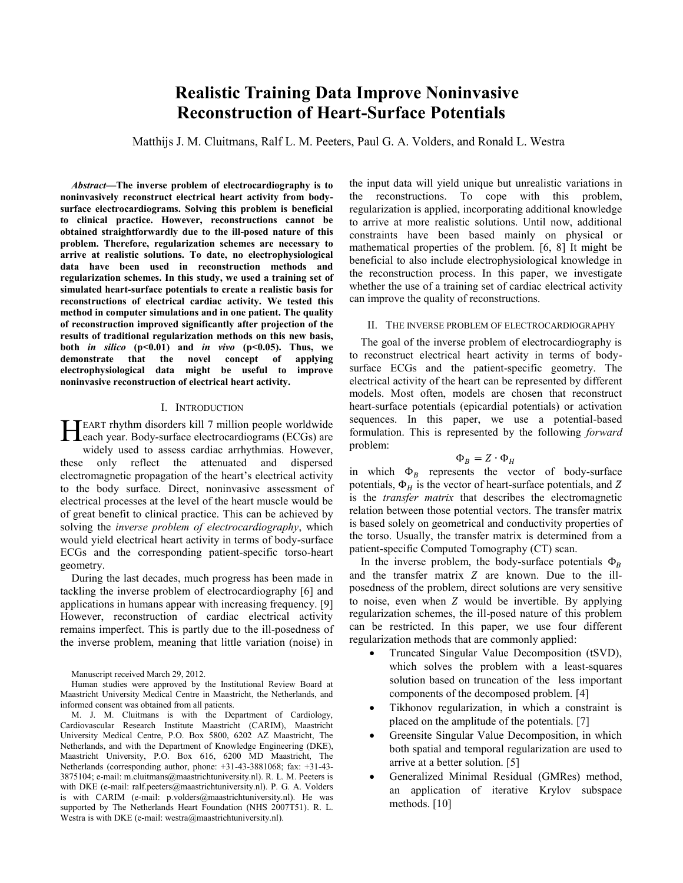# Realistic Training Data Improve Noninvasive Reconstruction of Heart-Surface Potentials

Matthijs J. M. Cluitmans, Ralf L. M. Peeters, Paul G. A. Volders, and Ronald L. Westra

***Abstract*—The inverse problem of electrocardiography is to noninvasively reconstruct electrical heart activity from body-surface electrocardiograms. Solving this problem is beneficial to clinical practice. However, reconstructions cannot be obtained straightforwardly due to the ill-posed nature of this problem. Therefore, regularization schemes are necessary to arrive at realistic solutions. To date, no electrophysiological data have been used in reconstruction methods and regularization schemes. In this study, we used a training set of simulated heart-surface potentials to create a realistic basis for reconstructions of electrical cardiac activity. We tested this method in computer simulations and in one patient. The quality of reconstruction improved significantly after projection of the results of traditional regularization methods on this new basis, both *in silico* (p<0.01) and *in vivo* (p<0.05). Thus, we demonstrate that the novel concept of applying electrophysiological data might be useful to improve noninvasive reconstruction of electrical heart activity.**

## I. Introduction

Heart rhythm disorders kill 7 million people worldwide each year. Body-surface electrocardiograms (ECGs) are widely used to assess cardiac arrhythmias. However, these only reflect the attenuated and dispersed electromagnetic propagation of the heart's electrical activity to the body surface. Direct, noninvasive assessment of electrical processes at the level of the heart muscle would be of great benefit to clinical practice. This can be achieved by solving the *inverse problem of electrocardiography*, which would yield electrical heart activity in terms of body-surface ECGs and the corresponding patient-specific torso-heart geometry.

During the last decades, much progress has been made in tackling the inverse problem of electrocardiography [6] and applications in humans appear with increasing frequency. [9] However, reconstruction of cardiac electrical activity remains imperfect. This is partly due to the ill-posedness of the inverse problem, meaning that little variation (noise) in the input data will yield unique but unrealistic variations in the reconstructions. To cope with this problem, regularization is applied, incorporating additional knowledge to arrive at more realistic solutions. Until now, additional constraints have been based mainly on physical or mathematical properties of the problem. [6, 8] It might be beneficial to also include electrophysiological knowledge in the reconstruction process. In this paper, we investigate whether the use of a training set of cardiac electrical activity can improve the quality of reconstructions.

Manuscript received March 29, 2012.

Human studies were approved by the Institutional Review Board at Maastricht University Medical Centre in Maastricht, the Netherlands, and informed consent was obtained from all patients.

M. J. M. Cluitmans is with the Department of Cardiology, Cardiovascular Research Institute Maastricht (CARIM), Maastricht University Medical Centre, P.O. Box 5800, 6202 AZ Maastricht, The Netherlands, and with the Department of Knowledge Engineering (DKE), Maastricht University, P.O. Box 616, 6200 MD Maastricht, The Netherlands (corresponding author, phone: +31-43-3881068; fax: +31-43-3875104; e-mail: m.cluitmans@maastrichtuniversity.nl). R. L. M. Peeters is with DKE (e-mail: ralf.peeters@maastrichtuniversity.nl). P. G. A. Volders is with CARIM (e-mail: p.volders@maastrichtuniversity.nl). He was supported by The Netherlands Heart Foundation (NHS 2007T51). R. L. Westra is with DKE (e-mail: westra@maastrichtuniversity.nl).

## II. The inverse problem of electrocardiography

The goal of the inverse problem of electrocardiography is to reconstruct electrical heart activity in terms of body-surface ECGs and the patient-specific geometry. The electrical activity of the heart can be represented by different models. Most often, models are chosen that reconstruct heart-surface potentials (epicardial potentials) or activation sequences. In this paper, we use a potential-based formulation. This is represented by the following *forward* problem:

$$\Phi_B = Z \cdot \Phi_H$$

in which $\Phi_B$ represents the vector of body-surface potentials, $\Phi_H$ is the vector of heart-surface potentials, and $Z$ is the *transfer matrix* that describes the electromagnetic relation between those potential vectors. The transfer matrix is based solely on geometrical and conductivity properties of the torso. Usually, the transfer matrix is determined from a patient-specific Computed Tomography (CT) scan.

In the inverse problem, the body-surface potentials $\Phi_B$ and the transfer matrix $Z$ are known. Due to the ill-posedness of the problem, direct solutions are very sensitive to noise, even when $Z$ would be invertible. By applying regularization schemes, the ill-posed nature of this problem can be restricted. In this paper, we use four different regularization methods that are commonly applied:

- Truncated Singular Value Decomposition (tSVD), which solves the problem with a least-squares solution based on truncation of the less important components of the decomposed problem. [4]
- Tikhonov regularization, in which a constraint is placed on the amplitude of the potentials. [7]
- Greensite Singular Value Decomposition, in which both spatial and temporal regularization are used to arrive at a better solution. [5]
- Generalized Minimal Residual (GMRes) method, an application of iterative Krylov subspace methods. [10]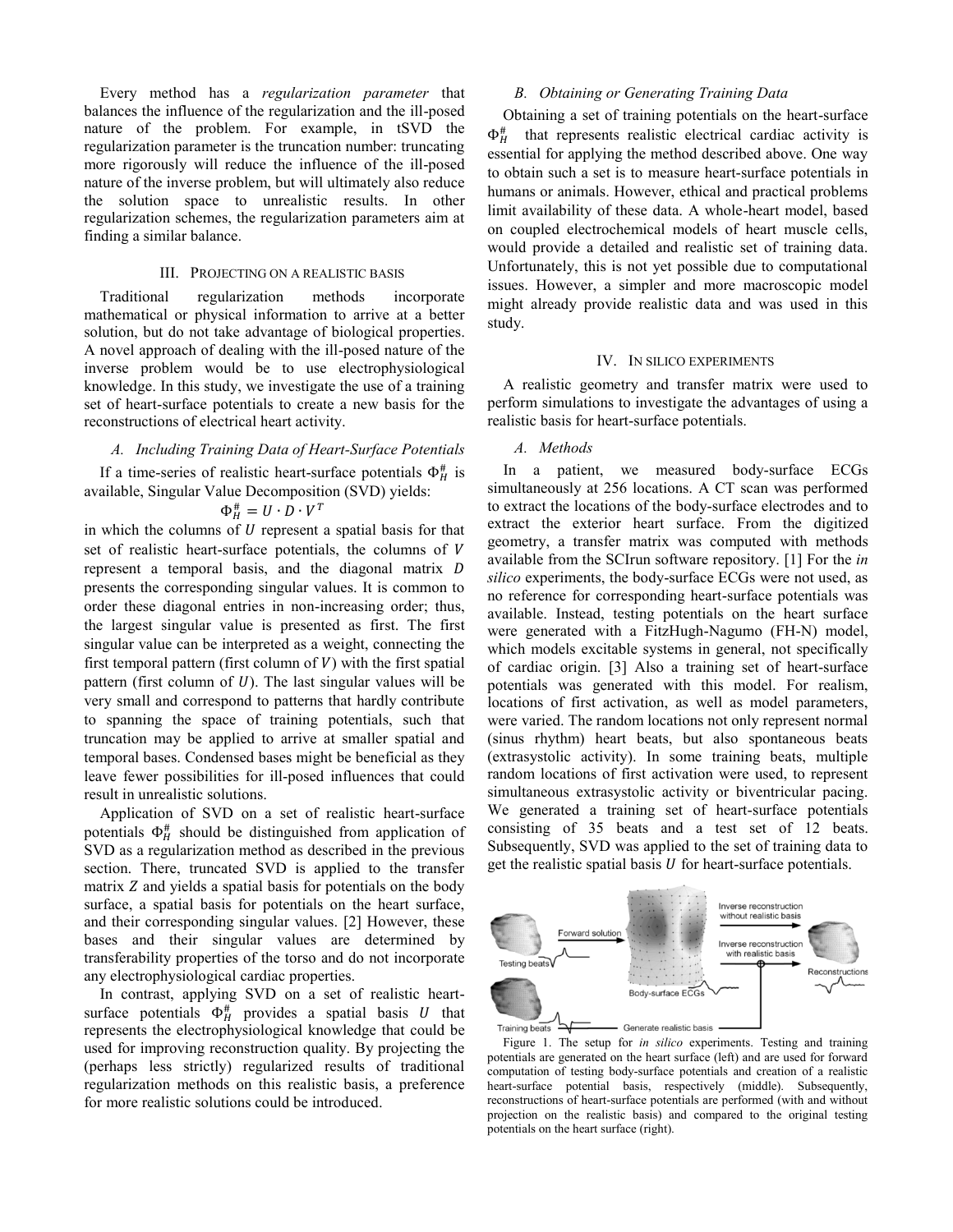Every method has a *regularization parameter* that balances the influence of the regularization and the ill-posed nature of the problem. For example, in tSVD the regularization parameter is the truncation number: truncating more rigorously will reduce the influence of the ill-posed nature of the inverse problem, but will ultimately also reduce the solution space to unrealistic results. In other regularization schemes, the regularization parameters aim at finding a similar balance.

## III. Projecting on a realistic basis

Traditional regularization methods incorporate mathematical or physical information to arrive at a better solution, but do not take advantage of biological properties. A novel approach of dealing with the ill-posed nature of the inverse problem would be to use electrophysiological knowledge. In this study, we investigate the use of a training set of heart-surface potentials to create a new basis for the reconstructions of electrical heart activity.

### A. Including Training Data of Heart-Surface Potentials

If a time-series of realistic heart-surface potentials $\Phi_H^{\#}$ is available, Singular Value Decomposition (SVD) yields:

$$\Phi_H^{\#} = U \cdot D \cdot V^T$$

in which the columns of $U$ represent a spatial basis for that set of realistic heart-surface potentials, the columns of $V$ represent a temporal basis, and the diagonal matrix $D$ presents the corresponding singular values. It is common to order these diagonal entries in non-increasing order; thus, the largest singular value is presented as first. The first singular value can be interpreted as a weight, connecting the first temporal pattern (first column of $V$) with the first spatial pattern (first column of $U$). The last singular values will be very small and correspond to patterns that hardly contribute to spanning the space of training potentials, such that truncation may be applied to arrive at smaller spatial and temporal bases. Condensed bases might be beneficial as they leave fewer possibilities for ill-posed influences that could result in unrealistic solutions.

Application of SVD on a set of realistic heart-surface potentials $\Phi_H^{\#}$ should be distinguished from application of SVD as a regularization method as described in the previous section. There, truncated SVD is applied to the transfer matrix $Z$ and yields a spatial basis for potentials on the body surface, a spatial basis for potentials on the heart surface, and their corresponding singular values. [2] However, these bases and their singular values are determined by transferability properties of the torso and do not incorporate any electrophysiological cardiac properties.

In contrast, applying SVD on a set of realistic heart-surface potentials $\Phi_H^{\#}$ provides a spatial basis $U$ that represents the electrophysiological knowledge that could be used for improving reconstruction quality. By projecting the (perhaps less strictly) regularized results of traditional regularization methods on this realistic basis, a preference for more realistic solutions could be introduced.

### B. Obtaining or Generating Training Data

Obtaining a set of training potentials on the heart-surface $\Phi_H^{\#}$ that represents realistic electrical cardiac activity is essential for applying the method described above. One way to obtain such a set is to measure heart-surface potentials in humans or animals. However, ethical and practical problems limit availability of these data. A whole-heart model, based on coupled electrochemical models of heart muscle cells, would provide a detailed and realistic set of training data. Unfortunately, this is not yet possible due to computational issues. However, a simpler and more macroscopic model might already provide realistic data and was used in this study.

## IV. In silico experiments

A realistic geometry and transfer matrix were used to perform simulations to investigate the advantages of using a realistic basis for heart-surface potentials.

### A. Methods

In a patient, we measured body-surface ECGs simultaneously at 256 locations. A CT scan was performed to extract the locations of the body-surface electrodes and to extract the exterior heart surface. From the digitized geometry, a transfer matrix was computed with methods available from the SCIrun software repository. [1] For the *in silico* experiments, the body-surface ECGs were not used, as no reference for corresponding heart-surface potentials was available. Instead, testing potentials on the heart surface were generated with a FitzHugh-Nagumo (FH-N) model, which models excitable systems in general, not specifically of cardiac origin. [3] Also a training set of heart-surface potentials was generated with this model. For realism, locations of first activation, as well as model parameters, were varied. The random locations not only represent normal (sinus rhythm) heart beats, but also spontaneous beats (extrasystolic activity). In some training beats, multiple random locations of first activation were used, to represent simultaneous extrasystolic activity or biventricular pacing. We generated a training set of heart-surface potentials consisting of 35 beats and a test set of 12 beats. Subsequently, SVD was applied to the set of training data to get the realistic spatial basis $U$ for heart-surface potentials.

Figure 1. The setup for *in silico* experiments. Testing and training potentials are generated on the heart surface (left) and are used for forward computation of testing body-surface potentials and creation of a realistic heart-surface potential basis, respectively (middle). Subsequently, reconstructions of heart-surface potentials are performed (with and without projection on the realistic basis) and compared to the original testing potentials on the heart surface (right).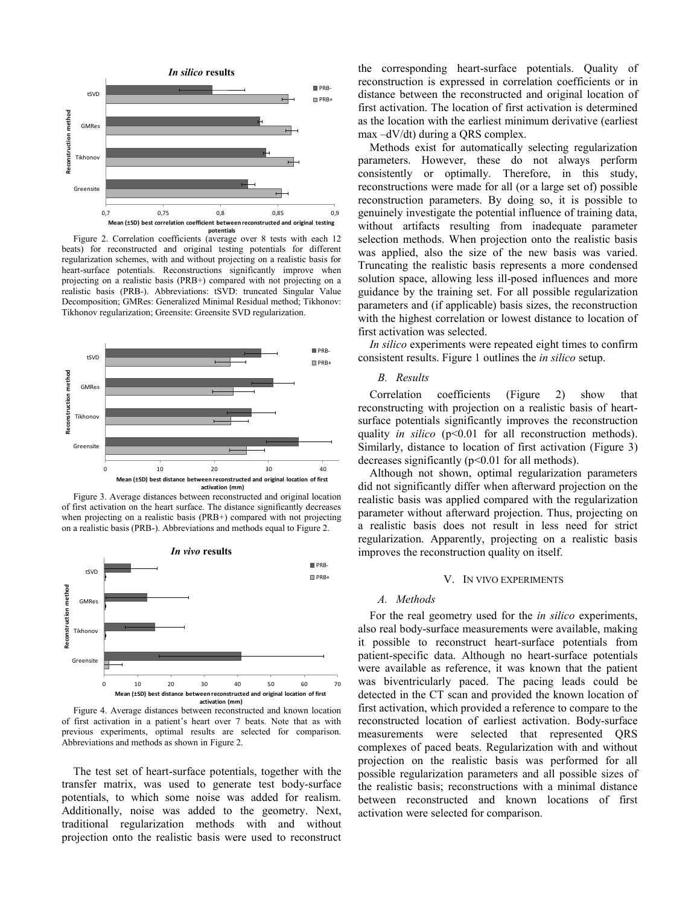Figure 2. Correlation coefficients (average over 8 tests with each 12 beats) for reconstructed and original testing potentials for different regularization schemes, with and without projecting on a realistic basis for heart-surface potentials. Reconstructions significantly improve when projecting on a realistic basis (PRB+) compared with not projecting on a realistic basis (PRB-). Abbreviations: tSVD: truncated Singular Value Decomposition; GMRes: Generalized Minimal Residual method; Tikhonov: Tikhonov regularization; Greensite: Greensite SVD regularization.

Figure 3. Average distances between reconstructed and original location of first activation on the heart surface. The distance significantly decreases when projecting on a realistic basis (PRB+) compared with not projecting on a realistic basis (PRB-). Abbreviations and methods equal to Figure 2.

Figure 4. Average distances between reconstructed and known location of first activation in a patient's heart over 7 beats. Note that as with previous experiments, optimal results are selected for comparison. Abbreviations and methods as shown in Figure 2.

The test set of heart-surface potentials, together with the transfer matrix, was used to generate test body-surface potentials, to which some noise was added for realism. Additionally, noise was added to the geometry. Next, traditional regularization methods with and without projection onto the realistic basis were used to reconstruct the corresponding heart-surface potentials. Quality of reconstruction is expressed in correlation coefficients or in distance between the reconstructed and original location of first activation. The location of first activation is determined as the location with the earliest minimum derivative (earliest max $-dV/dt$) during a QRS complex.

Methods exist for automatically selecting regularization parameters. However, these do not always perform consistently or optimally. Therefore, in this study, reconstructions were made for all (or a large set of) possible reconstruction parameters. By doing so, it is possible to genuinely investigate the potential influence of training data, without artifacts resulting from inadequate parameter selection methods. When projection onto the realistic basis was applied, also the size of the new basis was varied. Truncating the realistic basis represents a more condensed solution space, allowing less ill-posed influences and more guidance by the training set. For all possible regularization parameters and (if applicable) basis sizes, the reconstruction with the highest correlation or lowest distance to location of first activation was selected.

*In silico* experiments were repeated eight times to confirm consistent results. Figure 1 outlines the *in silico* setup.

### B. Results

Correlation coefficients (Figure 2) show that reconstructing with projection on a realistic basis of heart-surface potentials significantly improves the reconstruction quality *in silico* ($p<0.01$ for all reconstruction methods). Similarly, distance to location of first activation (Figure 3) decreases significantly ($p<0.01$ for all methods).

Although not shown, optimal regularization parameters did not significantly differ when afterward projection on the realistic basis was applied compared with the regularization parameter without afterward projection. Thus, projecting on a realistic basis does not result in less need for strict regularization. Apparently, projecting on a realistic basis improves the reconstruction quality on itself.

## V. In vivo experiments

### A. Methods

For the real geometry used for the *in silico* experiments, also real body-surface measurements were available, making it possible to reconstruct heart-surface potentials from patient-specific data. Although no heart-surface potentials were available as reference, it was known that the patient was biventricularly paced. The pacing leads could be detected in the CT scan and provided the known location of first activation, which provided a reference to compare to the reconstructed location of earliest activation. Body-surface measurements were selected that represented QRS complexes of paced beats. Regularization with and without projection on the realistic basis was performed for all possible regularization parameters and all possible sizes of the realistic basis; reconstructions with a minimal distance between reconstructed and known locations of first activation were selected for comparison.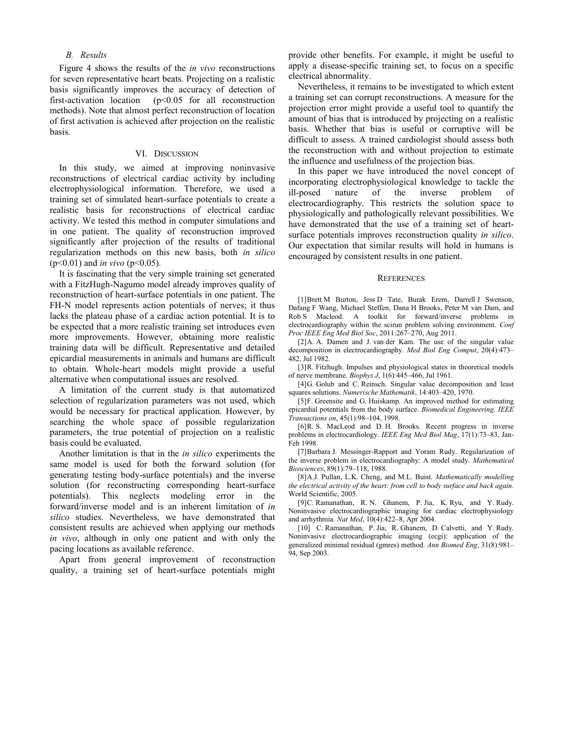### B. Results

Figure 4 shows the results of the *in vivo* reconstructions for seven representative heart beats. Projecting on a realistic basis significantly improves the accuracy of detection of first-activation location ($p<0.05$ for all reconstruction methods). Note that almost perfect reconstruction of location of first activation is achieved after projection on the realistic basis.

## VI. Discussion

In this study, we aimed at improving noninvasive reconstructions of electrical cardiac activity by including electrophysiological information. Therefore, we used a training set of simulated heart-surface potentials to create a realistic basis for reconstructions of electrical cardiac activity. We tested this method in computer simulations and in one patient. The quality of reconstruction improved significantly after projection of the results of traditional regularization methods on this new basis, both *in silico* ($p<0.01$) and *in vivo* ($p<0.05$).

It is fascinating that the very simple training set generated with a FitzHugh-Nagumo model already improves quality of reconstruction of heart-surface potentials in one patient. The FH-N model represents action potentials of nerves; it thus lacks the plateau phase of a cardiac action potential. It is to be expected that a more realistic training set introduces even more improvements. However, obtaining more realistic training data will be difficult. Representative and detailed epicardial measurements in animals and humans are difficult to obtain. Whole-heart models might provide a useful alternative when computational issues are resolved.

A limitation of the current study is that automatized selection of regularization parameters was not used, which would be necessary for practical application. However, by searching the whole space of possible regularization parameters, the true potential of projection on a realistic basis could be evaluated.

Another limitation is that in the *in silico* experiments the same model is used for both the forward solution (for generating testing body-surface potentials) and the inverse solution (for reconstructing corresponding heart-surface potentials). This neglects modeling error in the forward/inverse model and is an inherent limitation of *in silico* studies. Nevertheless, we have demonstrated that consistent results are achieved when applying our methods *in vivo*, although in only one patient and with only the pacing locations as available reference.

Apart from general improvement of reconstruction quality, a training set of heart-surface potentials might provide other benefits. For example, it might be useful to apply a disease-specific training set, to focus on a specific electrical abnormality.

Nevertheless, it remains to be investigated to which extent a training set can corrupt reconstructions. A measure for the projection error might provide a useful tool to quantify the amount of bias that is introduced by projecting on a realistic basis. Whether that bias is useful or corruptive will be difficult to assess. A trained cardiologist should assess both the reconstruction with and without projection to estimate the influence and usefulness of the projection bias.

In this paper we have introduced the novel concept of incorporating electrophysiological knowledge to tackle the ill-posed nature of the inverse problem of electrocardiography. This restricts the solution space to physiologically and pathologically relevant possibilities. We have demonstrated that the use of a training set of heart-surface potentials improves reconstruction quality *in silico*. Our expectation that similar results will hold in humans is encouraged by consistent results in one patient.

## References

[1] Brett M Burton, Jess D Tate, Burak Erem, Darrell J Swenson, Dafang F Wang, Michael Steffen, Dana H Brooks, Peter M van Dam, and Rob S Macleod. A toolkit for forward/inverse problems in electrocardiography within the scirun problem solving environment. *Conf Proc IEEE Eng Med Biol Soc*, 2011:267–270, Aug 2011.

[2] A. A. Damen and J. van der Kam. The use of the singular value decomposition in electrocardiography. *Med Biol Eng Comput*, 20(4):473–482, Jul 1982.

[3] R. Fitzhugh. Impulses and physiological states in theoretical models of nerve membrane. *Biophys J*, 1(6):445–466, Jul 1961.

[4] G. Golub and C. Reinsch. Singular value decomposition and least squares solutions. *Numerische Mathematik*, 14:403–420, 1970.

[5] F. Greensite and G. Huiskamp. An improved method for estimating epicardial potentials from the body surface. *Biomedical Engineering, IEEE Transactions on*, 45(1):98–104, 1998.

[6] R. S. MacLeod and D. H. Brooks. Recent progress in inverse problems in electrocardiology. *IEEE Eng Med Biol Mag*, 17(1):73–83, Jan-Feb 1998.

[7] Barbara J. Messinger-Rapport and Yoram Rudy. Regularization of the inverse problem in electrocardiography: A model study. *Mathematical Biosciences*, 89(1):79–118, 1988.

[8] A.J. Pullan, L.K. Cheng, and M.L. Buist. *Mathematically modelling the electrical activity of the heart: from cell to body surface and back again*. World Scientific, 2005.

[9] C. Ramanathan, R. N. Ghanem, P. Jia, K. Ryu, and Y. Rudy. Noninvasive electrocardiographic imaging for cardiac electrophysiology and arrhythmia. *Nat Med*, 10(4):422–8, Apr 2004.

[10] C. Ramanathan, P. Jia, R. Ghanem, D. Calvetti, and Y. Rudy. Noninvasive electrocardiographic imaging (ecgi): application of the generalized minimal residual (gmres) method. *Ann Biomed Eng*, 31(8):981–94, Sep 2003.